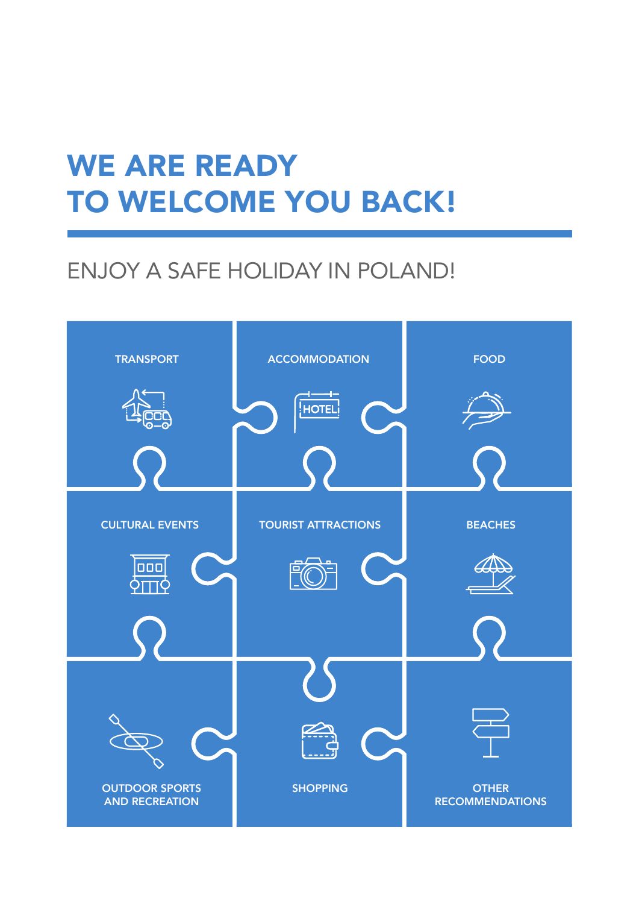# WE ARE READY TO WELCOME YOU BACK!

## ENJOY A SAFE HOLIDAY IN POLAND!

- TRANSPORT
- ACCOMMODATION
- FOOD
- CULTURAL EVENTS
- TOURIST ATTRACTIONS
- BEACHES
- OUTDOOR SPORTS AND RECREATION
- SHOPPING
- OTHER RECOMMENDATIONS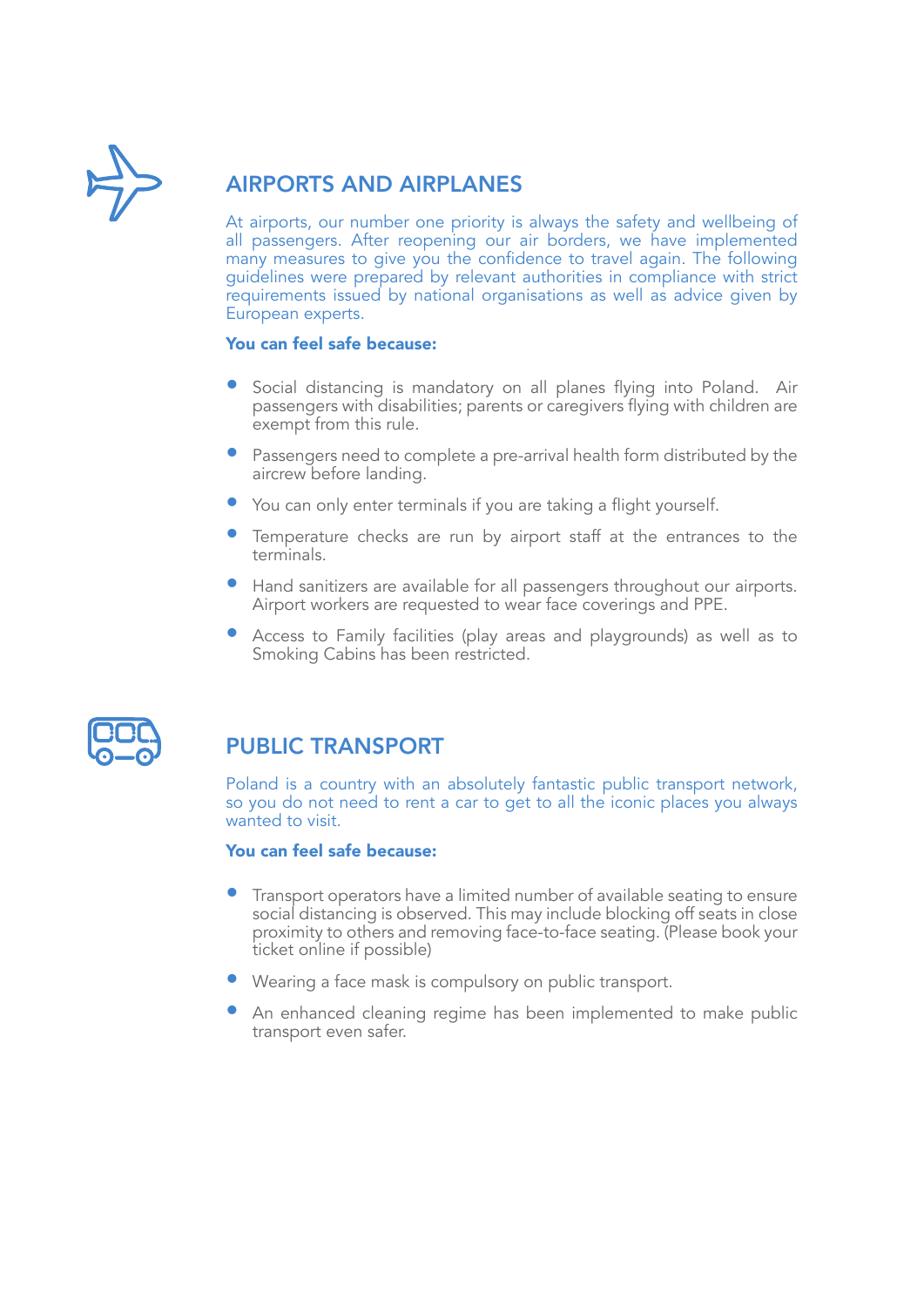## AIRPORTS AND AIRPLANES

At airports, our number one priority is always the safety and wellbeing of all passengers. After reopening our air borders, we have implemented many measures to give you the confidence to travel again. The following guidelines were prepared by relevant authorities in compliance with strict requirements issued by national organisations as well as advice given by European experts.

**You can feel safe because:**

- Social distancing is mandatory on all planes flying into Poland. Air passengers with disabilities; parents or caregivers flying with children are exempt from this rule.
- Passengers need to complete a pre-arrival health form distributed by the aircrew before landing.
- You can only enter terminals if you are taking a flight yourself.
- Temperature checks are run by airport staff at the entrances to the terminals.
- Hand sanitizers are available for all passengers throughout our airports. Airport workers are requested to wear face coverings and PPE.
- Access to Family facilities (play areas and playgrounds) as well as to Smoking Cabins has been restricted.

## PUBLIC TRANSPORT

Poland is a country with an absolutely fantastic public transport network, so you do not need to rent a car to get to all the iconic places you always wanted to visit.

**You can feel safe because:**

- Transport operators have a limited number of available seating to ensure social distancing is observed. This may include blocking off seats in close proximity to others and removing face-to-face seating. (Please book your ticket online if possible)
- Wearing a face mask is compulsory on public transport.
- An enhanced cleaning regime has been implemented to make public transport even safer.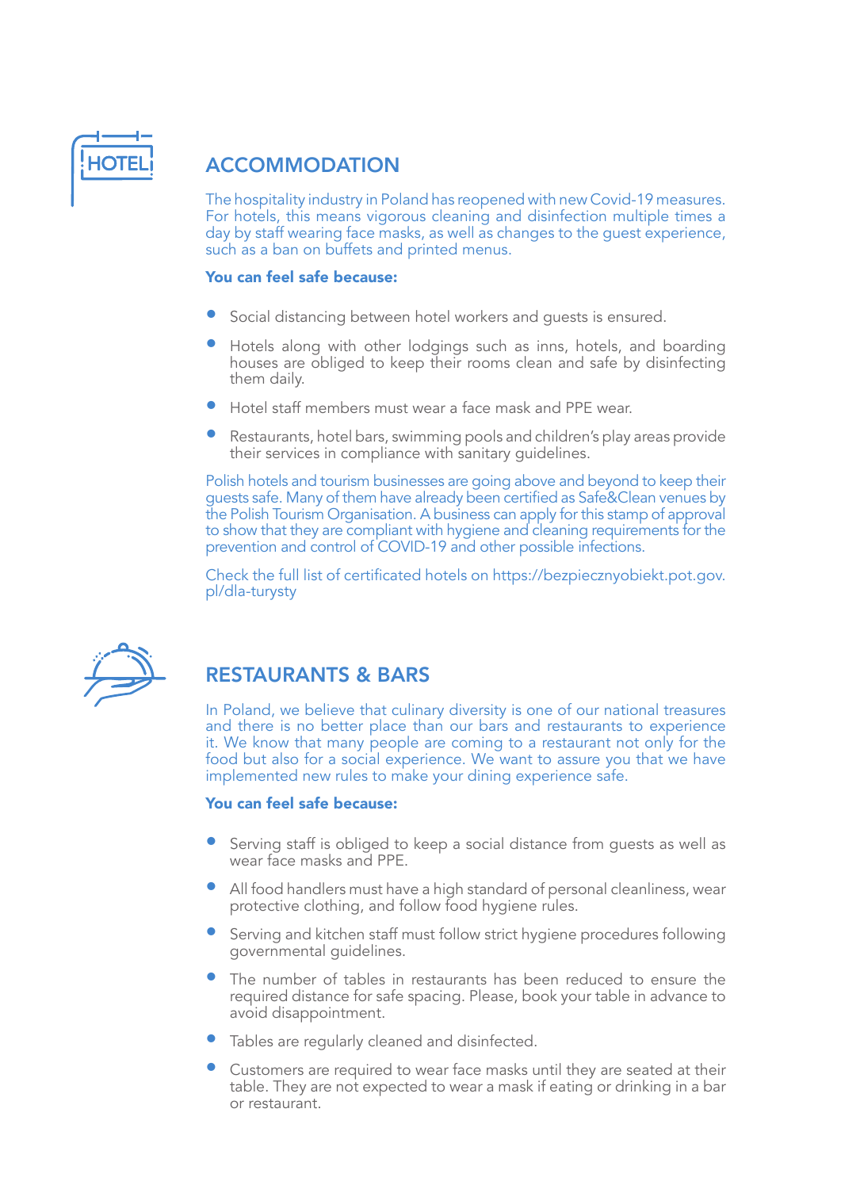## ACCOMMODATION

The hospitality industry in Poland has reopened with new Covid-19 measures. For hotels, this means vigorous cleaning and disinfection multiple times a day by staff wearing face masks, as well as changes to the guest experience, such as a ban on buffets and printed menus.

**You can feel safe because:**

- Social distancing between hotel workers and guests is ensured.
- Hotels along with other lodgings such as inns, hotels, and boarding houses are obliged to keep their rooms clean and safe by disinfecting them daily.
- Hotel staff members must wear a face mask and PPE wear.
- Restaurants, hotel bars, swimming pools and children's play areas provide their services in compliance with sanitary guidelines.

Polish hotels and tourism businesses are going above and beyond to keep their guests safe. Many of them have already been certified as Safe&Clean venues by the Polish Tourism Organisation. A business can apply for this stamp of approval to show that they are compliant with hygiene and cleaning requirements for the prevention and control of COVID-19 and other possible infections.

Check the full list of certificated hotels on https://bezpiecznyobiekt.pot.gov.pl/dla-turysty

## RESTAURANTS & BARS

In Poland, we believe that culinary diversity is one of our national treasures and there is no better place than our bars and restaurants to experience it. We know that many people are coming to a restaurant not only for the food but also for a social experience. We want to assure you that we have implemented new rules to make your dining experience safe.

**You can feel safe because:**

- Serving staff is obliged to keep a social distance from guests as well as wear face masks and PPE.
- All food handlers must have a high standard of personal cleanliness, wear protective clothing, and follow food hygiene rules.
- Serving and kitchen staff must follow strict hygiene procedures following governmental guidelines.
- The number of tables in restaurants has been reduced to ensure the required distance for safe spacing. Please, book your table in advance to avoid disappointment.
- Tables are regularly cleaned and disinfected.
- Customers are required to wear face masks until they are seated at their table. They are not expected to wear a mask if eating or drinking in a bar or restaurant.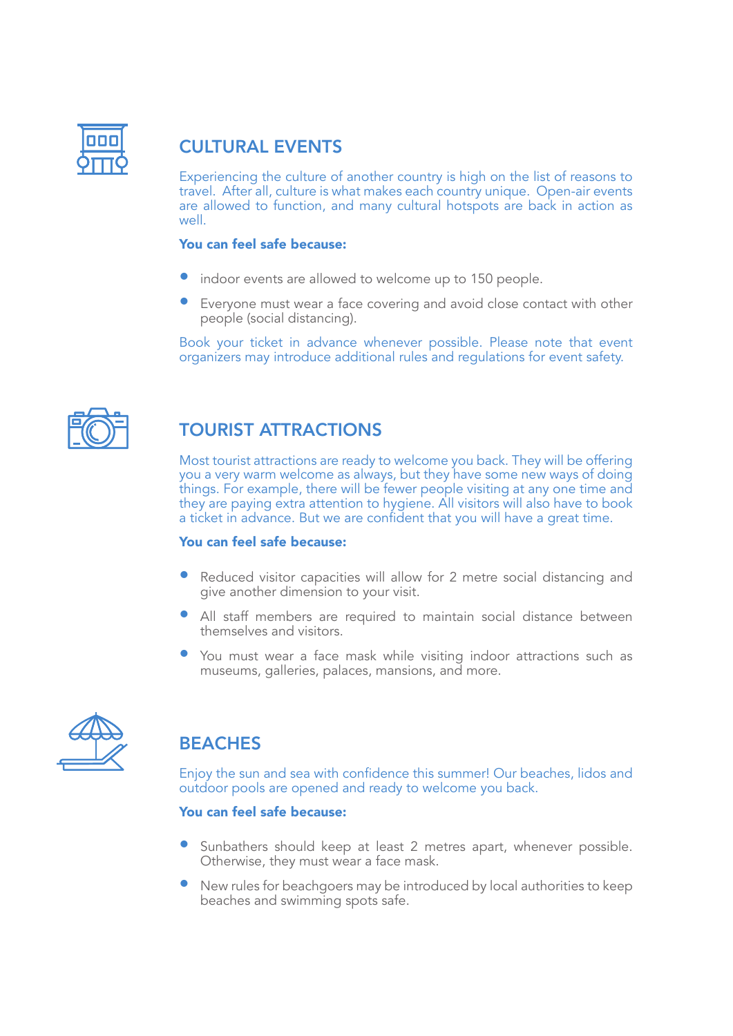## CULTURAL EVENTS

Experiencing the culture of another country is high on the list of reasons to travel. After all, culture is what makes each country unique. Open-air events are allowed to function, and many cultural hotspots are back in action as well.

**You can feel safe because:**

- indoor events are allowed to welcome up to 150 people.
- Everyone must wear a face covering and avoid close contact with other people (social distancing).

Book your ticket in advance whenever possible. Please note that event organizers may introduce additional rules and regulations for event safety.

## TOURIST ATTRACTIONS

Most tourist attractions are ready to welcome you back. They will be offering you a very warm welcome as always, but they have some new ways of doing things. For example, there will be fewer people visiting at any one time and they are paying extra attention to hygiene. All visitors will also have to book a ticket in advance. But we are confident that you will have a great time.

**You can feel safe because:**

- Reduced visitor capacities will allow for 2 metre social distancing and give another dimension to your visit.
- All staff members are required to maintain social distance between themselves and visitors.
- You must wear a face mask while visiting indoor attractions such as museums, galleries, palaces, mansions, and more.

## BEACHES

Enjoy the sun and sea with confidence this summer! Our beaches, lidos and outdoor pools are opened and ready to welcome you back.

**You can feel safe because:**

- Sunbathers should keep at least 2 metres apart, whenever possible. Otherwise, they must wear a face mask.
- New rules for beachgoers may be introduced by local authorities to keep beaches and swimming spots safe.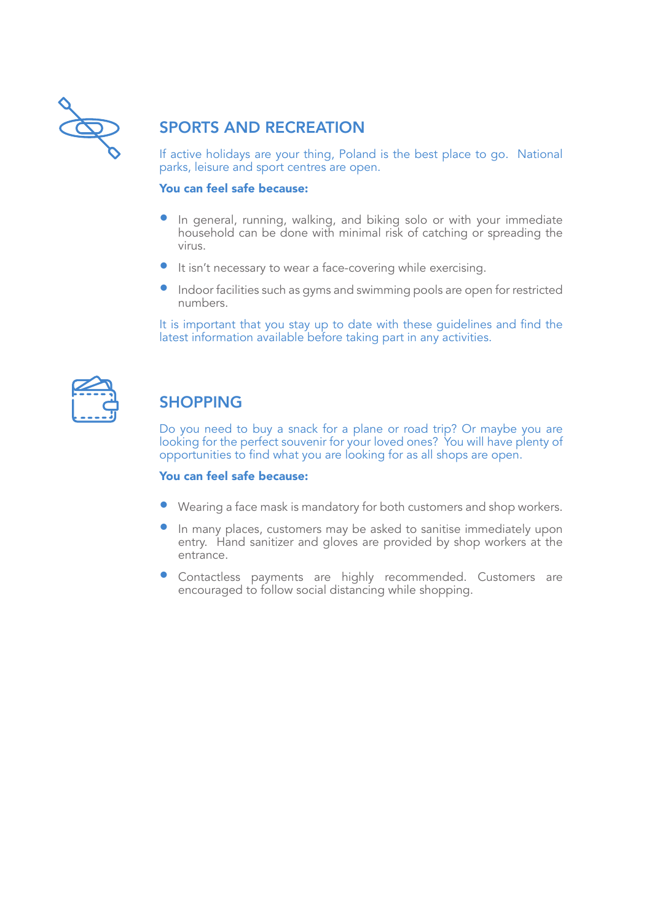## SPORTS AND RECREATION

If active holidays are your thing, Poland is the best place to go. National parks, leisure and sport centres are open.

**You can feel safe because:**

- In general, running, walking, and biking solo or with your immediate household can be done with minimal risk of catching or spreading the virus.
- It isn't necessary to wear a face-covering while exercising.
- Indoor facilities such as gyms and swimming pools are open for restricted numbers.

It is important that you stay up to date with these guidelines and find the latest information available before taking part in any activities.

## SHOPPING

Do you need to buy a snack for a plane or road trip? Or maybe you are looking for the perfect souvenir for your loved ones? You will have plenty of opportunities to find what you are looking for as all shops are open.

**You can feel safe because:**

- Wearing a face mask is mandatory for both customers and shop workers.
- In many places, customers may be asked to sanitise immediately upon entry. Hand sanitizer and gloves are provided by shop workers at the entrance.
- Contactless payments are highly recommended. Customers are encouraged to follow social distancing while shopping.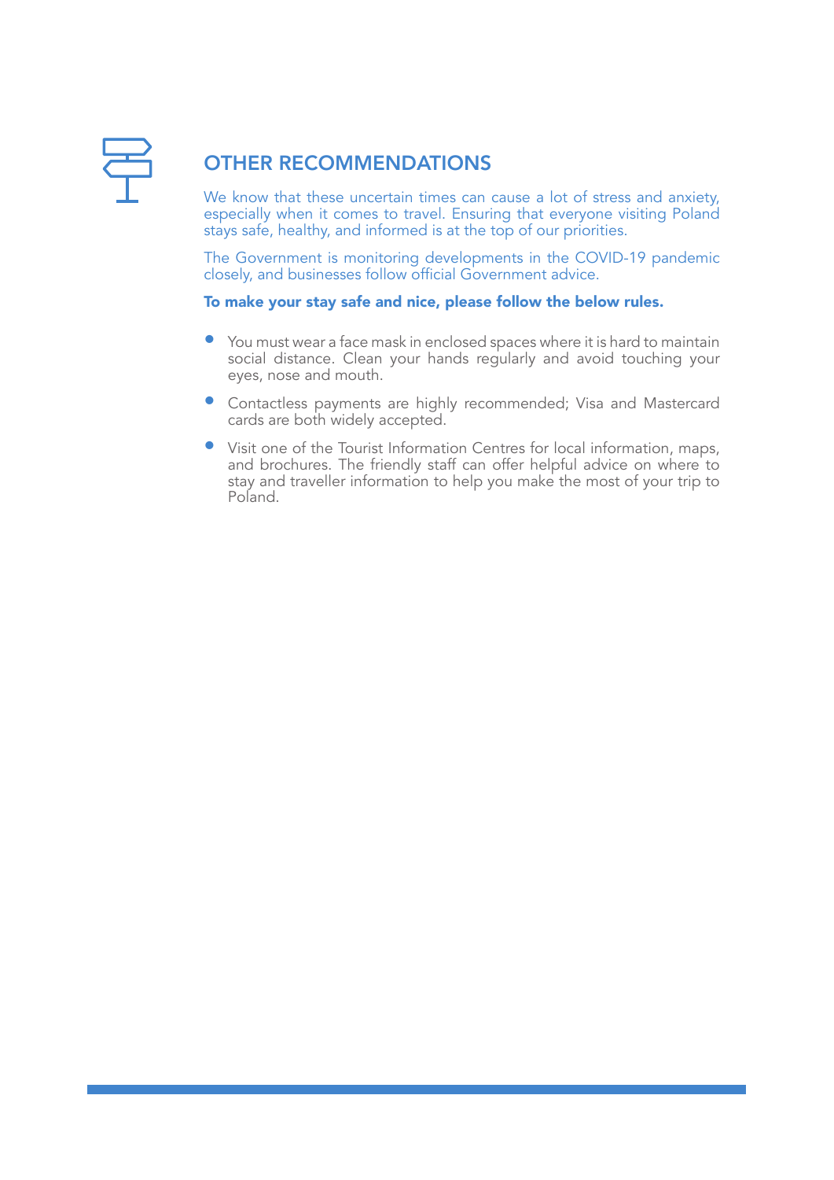## OTHER RECOMMENDATIONS

We know that these uncertain times can cause a lot of stress and anxiety, especially when it comes to travel. Ensuring that everyone visiting Poland stays safe, healthy, and informed is at the top of our priorities.

The Government is monitoring developments in the COVID-19 pandemic closely, and businesses follow official Government advice.

**To make your stay safe and nice, please follow the below rules.**

- You must wear a face mask in enclosed spaces where it is hard to maintain social distance. Clean your hands regularly and avoid touching your eyes, nose and mouth.
- Contactless payments are highly recommended; Visa and Mastercard cards are both widely accepted.
- Visit one of the Tourist Information Centres for local information, maps, and brochures. The friendly staff can offer helpful advice on where to stay and traveller information to help you make the most of your trip to Poland.